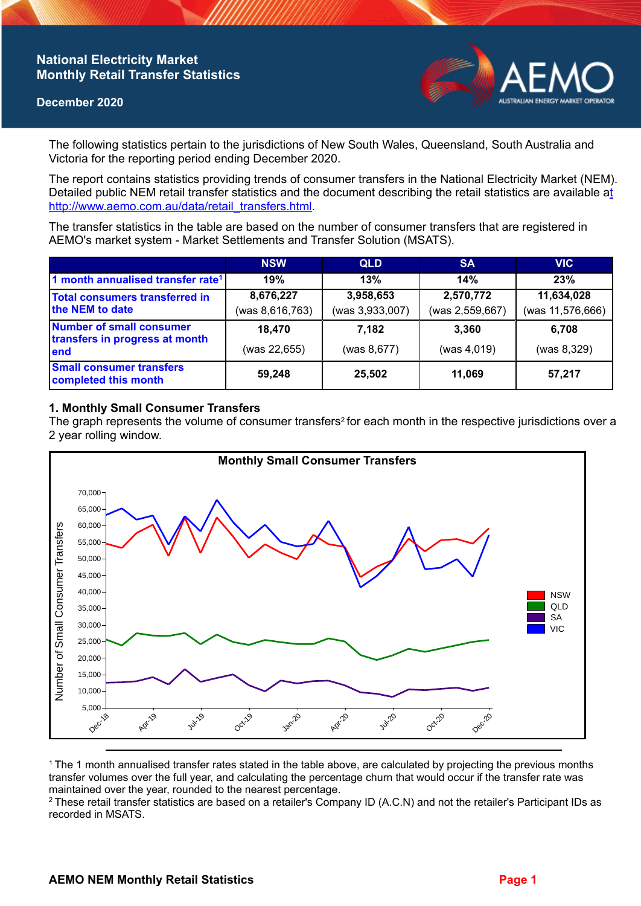# National Electricity Market Monthly Retail Transfer Statistics

**December 2020**

The following statistics pertain to the jurisdictions of New South Wales, Queensland, South Australia and Victoria for the reporting period ending December 2020.

The report contains statistics providing trends of consumer transfers in the National Electricity Market (NEM). Detailed public NEM retail transfer statistics and the document describing the retail statistics are available at http://www.aemo.com.au/data/retail_transfers.html.

The transfer statistics in the table are based on the number of consumer transfers that are registered in AEMO's market system - Market Settlements and Transfer Solution (MSATS).

| | NSW | QLD | SA | VIC |
|---|---|---|---|---|
| **1 month annualised transfer rate[1]** | **19%** | **13%** | **14%** | **23%** |
| **Total consumers transferred in the NEM to date** | **8,676,227** (was 8,616,763) | **3,958,653** (was 3,933,007) | **2,570,772** (was 2,559,667) | **11,634,028** (was 11,576,666) |
| **Number of small consumer transfers in progress at month end** | **18,470** (was 22,655) | **7,182** (was 8,677) | **3,360** (was 4,019) | **6,708** (was 8,329) |
| **Small consumer transfers completed this month** | **59,248** | **25,502** | **11,069** | **57,217** |

## 1. Monthly Small Consumer Transfers

The graph represents the volume of consumer transfers[2] for each month in the respective jurisdictions over a 2 year rolling window.

[1] The 1 month annualised transfer rates stated in the table above, are calculated by projecting the previous months transfer volumes over the full year, and calculating the percentage churn that would occur if the transfer rate was maintained over the year, rounded to the nearest percentage.

[2] These retail transfer statistics are based on a retailer's Company ID (A.C.N) and not the retailer's Participant IDs as recorded in MSATS.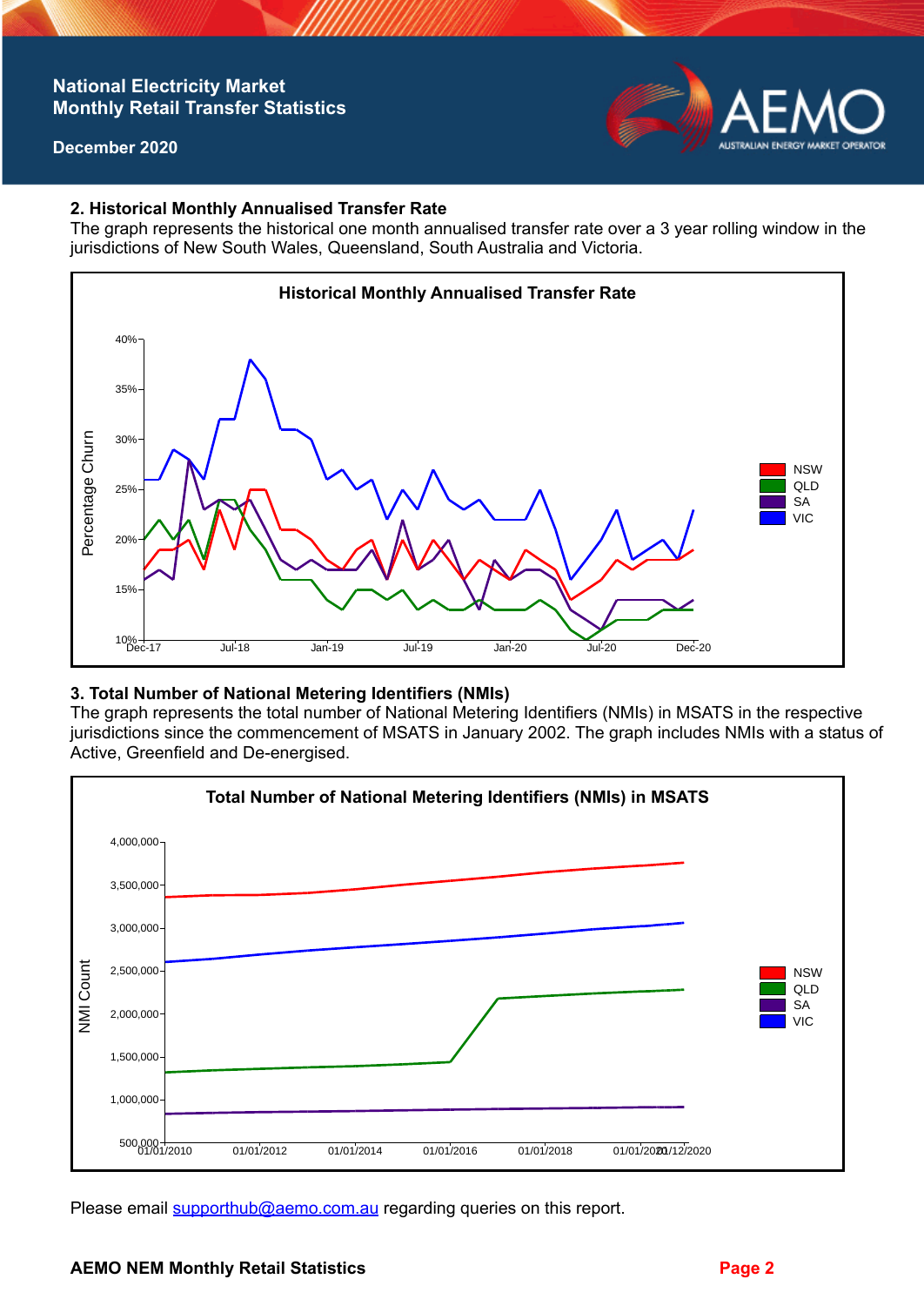National Electricity Market
Monthly Retail Transfer Statistics

December 2020

## 2. Historical Monthly Annualised Transfer Rate

The graph represents the historical one month annualised transfer rate over a 3 year rolling window in the jurisdictions of New South Wales, Queensland, South Australia and Victoria.

Historical Monthly Annualised Transfer Rate

Percentage Churn

40%
35%
30%
25%
20%
15%
10%

Dec-17
Jul-18
Jan-19
Jul-19
Jan-20
Jul-20
Dec-20

NSW
QLD
SA
VIC

## 3. Total Number of National Metering Identifiers (NMIs)

The graph represents the total number of National Metering Identifiers (NMIs) in MSATS in the respective jurisdictions since the commencement of MSATS in January 2002. The graph includes NMIs with a status of Active, Greenfield and De-energised.

Total Number of National Metering Identifiers (NMIs) in MSATS

NMI Count

4,000,000
3,500,000
3,000,000
2,500,000
2,000,000
1,500,000
1,000,000
500,000

01/01/2010
01/01/2012
01/01/2014
01/01/2016
01/01/2018
01/01/2020
01/12/2020

NSW
QLD
SA
VIC

Please email supporthub@aemo.com.au regarding queries on this report.

**AEMO NEM Monthly Retail Statistics**